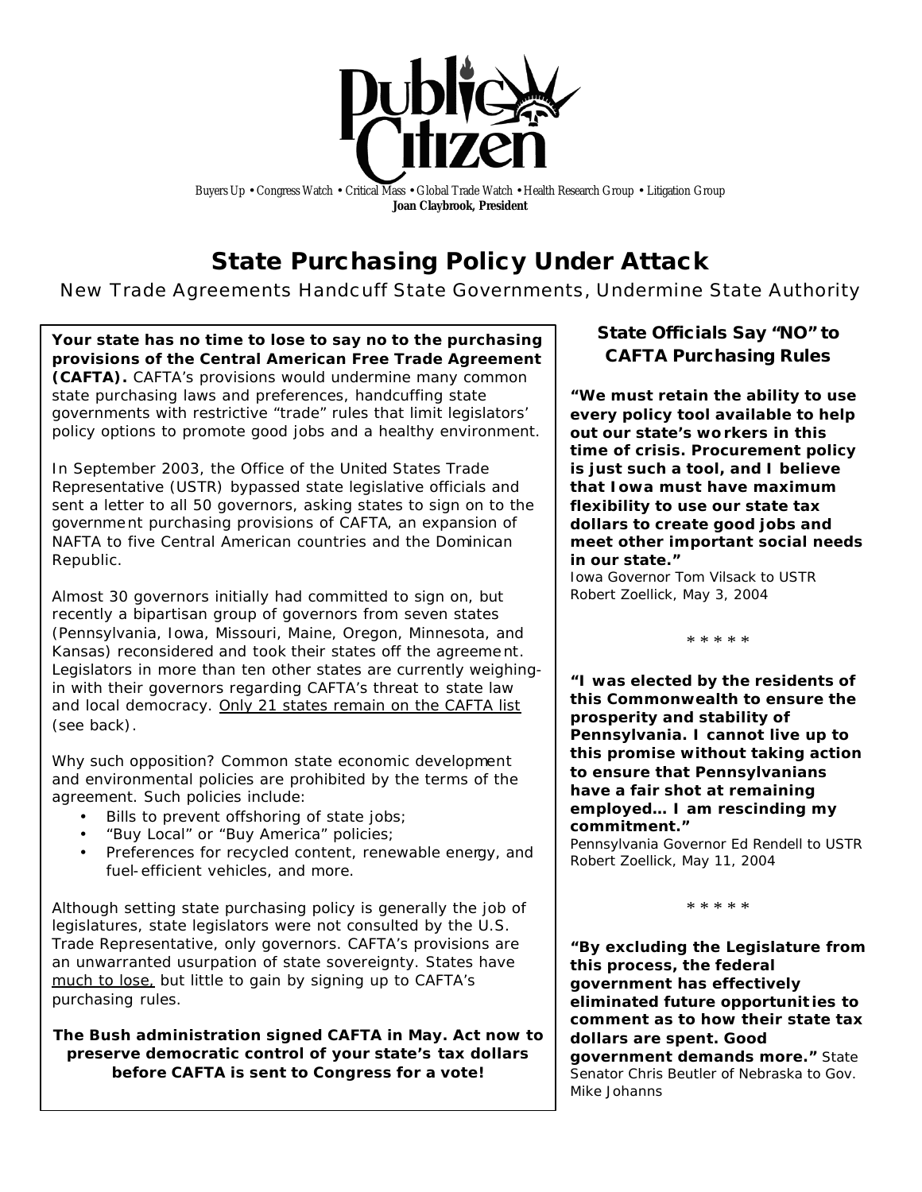# Public Citizen

Buyers Up • Congress Watch • Critical Mass • Global Trade Watch • Health Research Group • Litigation Group

**Joan Claybrook, President**

## State Purchasing Policy Under Attack

New Trade Agreements Handcuff State Governments, Undermine State Authority

**Your state has no time to lose to say no to the purchasing provisions of the Central American Free Trade Agreement (CAFTA).** CAFTA's provisions would undermine many common state purchasing laws and preferences, handcuffing state governments with restrictive "trade" rules that limit legislators' policy options to promote good jobs and a healthy environment.

In September 2003, the Office of the United States Trade Representative (USTR) bypassed state legislative officials and sent a letter to all 50 governors, asking states to sign on to the government purchasing provisions of CAFTA, an expansion of NAFTA to five Central American countries and the Dominican Republic.

Almost 30 governors initially had committed to sign on, but recently a bipartisan group of governors from seven states (Pennsylvania, Iowa, Missouri, Maine, Oregon, Minnesota, and Kansas) reconsidered and took their states off the agreement. Legislators in more than ten other states are currently weighing-in with their governors regarding CAFTA's threat to state law and local democracy. Only 21 states remain on the CAFTA list (see back).

Why such opposition? Common state economic development and environmental policies are prohibited by the terms of the agreement. Such policies include:

- Bills to prevent offshoring of state jobs;
- "Buy Local" or "Buy America" policies;
- Preferences for recycled content, renewable energy, and fuel-efficient vehicles, and more.

Although setting state purchasing policy is generally the job of legislatures, state legislators were not consulted by the U.S. Trade Representative, only governors. CAFTA's provisions are an unwarranted usurpation of state sovereignty. States have much to lose, but little to gain by signing up to CAFTA's purchasing rules.

**The Bush administration signed CAFTA in May. Act now to preserve democratic control of your state's tax dollars before CAFTA is sent to Congress for a vote!**

### State Officials Say "NO" to CAFTA Purchasing Rules

**"We must retain the ability to use every policy tool available to help out our state's workers in this time of crisis. Procurement policy is just such a tool, and I believe that Iowa must have maximum flexibility to use our state tax dollars to create good jobs and meet other important social needs in our state."**
Iowa Governor Tom Vilsack to USTR Robert Zoellick, May 3, 2004

* * * * *

**"I was elected by the residents of this Commonwealth to ensure the prosperity and stability of Pennsylvania. I cannot live up to this promise without taking action to ensure that Pennsylvanians have a fair shot at remaining employed… I am rescinding my commitment."**
Pennsylvania Governor Ed Rendell to USTR Robert Zoellick, May 11, 2004

* * * * *

**"By excluding the Legislature from this process, the federal government has effectively eliminated future opportunities to comment as to how their state tax dollars are spent. Good government demands more."** State Senator Chris Beutler of Nebraska to Gov. Mike Johanns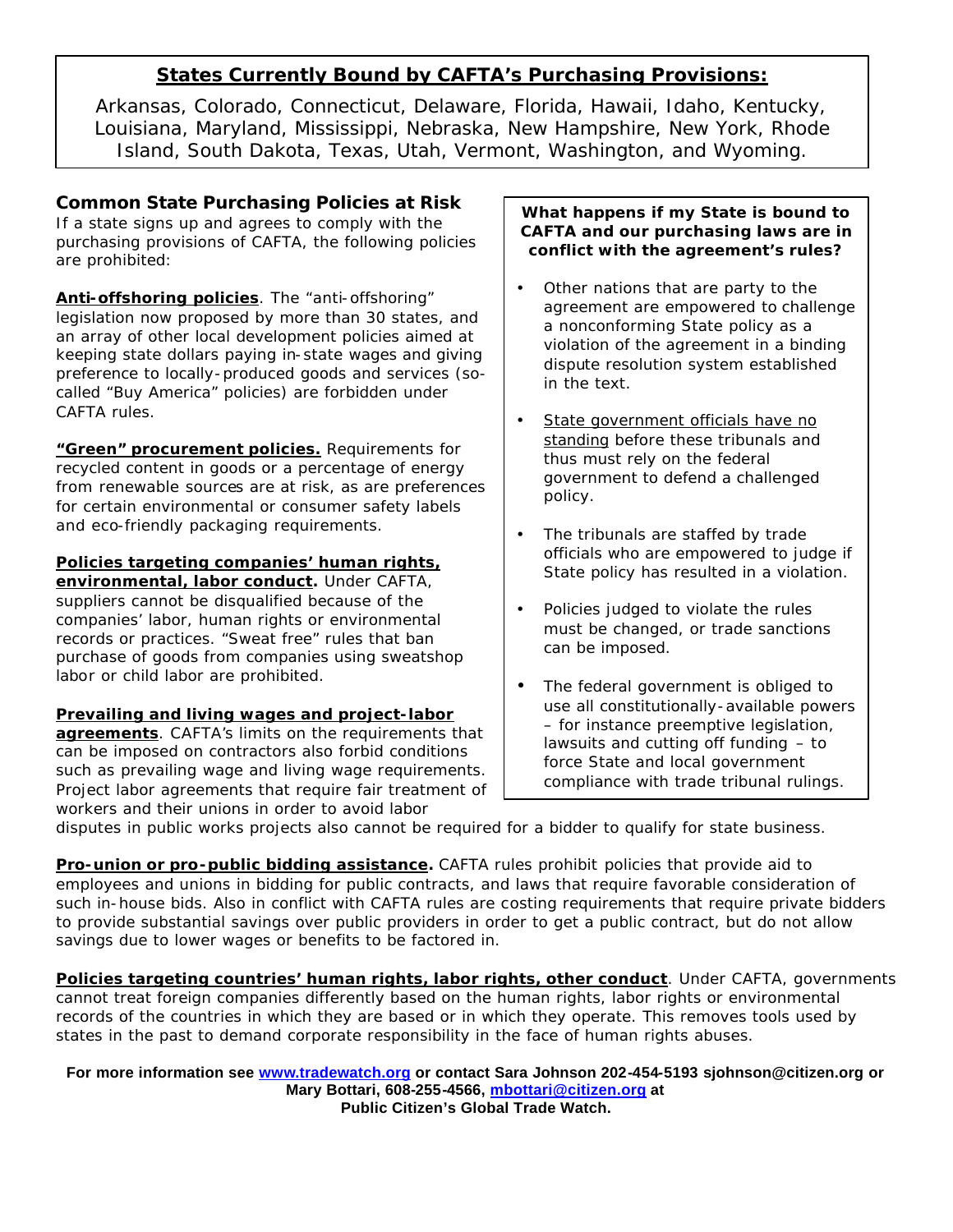## States Currently Bound by CAFTA's Purchasing Provisions:

Arkansas, Colorado, Connecticut, Delaware, Florida, Hawaii, Idaho, Kentucky, Louisiana, Maryland, Mississippi, Nebraska, New Hampshire, New York, Rhode Island, South Dakota, Texas, Utah, Vermont, Washington, and Wyoming.

### Common State Purchasing Policies at Risk

If a state signs up and agrees to comply with the purchasing provisions of CAFTA, the following policies are prohibited:

**Anti-offshoring policies**. The "anti-offshoring" legislation now proposed by more than 30 states, and an array of other local development policies aimed at keeping state dollars paying in-state wages and giving preference to locally-produced goods and services (so-called "Buy America" policies) are forbidden under CAFTA rules.

**"Green" procurement policies.** Requirements for recycled content in goods or a percentage of energy from renewable sources are at risk, as are preferences for certain environmental or consumer safety labels and eco-friendly packaging requirements.

**Policies targeting companies' human rights, environmental, labor conduct.** Under CAFTA, suppliers cannot be disqualified because of the companies' labor, human rights or environmental records or practices. "Sweat free" rules that ban purchase of goods from companies using sweatshop labor or child labor are prohibited.

**Prevailing and living wages and project-labor agreements**. CAFTA's limits on the requirements that can be imposed on contractors also forbid conditions such as prevailing wage and living wage requirements. Project labor agreements that require fair treatment of workers and their unions in order to avoid labor disputes in public works projects also cannot be required for a bidder to qualify for state business.

**Pro-union or pro-public bidding assistance.** CAFTA rules prohibit policies that provide aid to employees and unions in bidding for public contracts, and laws that require favorable consideration of such in-house bids. Also in conflict with CAFTA rules are costing requirements that require private bidders to provide substantial savings over public providers in order to get a public contract, but do not allow savings due to lower wages or benefits to be factored in.

**Policies targeting countries' human rights, labor rights, other conduct**. Under CAFTA, governments cannot treat foreign companies differently based on the human rights, labor rights or environmental records of the countries in which they are based or in which they operate. This removes tools used by states in the past to demand corporate responsibility in the face of human rights abuses.

**What happens if my State is bound to CAFTA and our purchasing laws are in conflict with the agreement's rules?**

- Other nations that are party to the agreement are empowered to challenge a nonconforming State policy as a violation of the agreement in a binding dispute resolution system established in the text.
- State government officials have no standing before these tribunals and thus must rely on the federal government to defend a challenged policy.
- The tribunals are staffed by trade officials who are empowered to judge if State policy has resulted in a violation.
- Policies judged to violate the rules must be changed, or trade sanctions can be imposed.
- The federal government is obliged to use all constitutionally-available powers – for instance preemptive legislation, lawsuits and cutting off funding – to force State and local government compliance with trade tribunal rulings.

**For more information see [www.tradewatch.org](http://www.tradewatch.org) or contact Sara Johnson 202-454-5193 sjohnson@citizen.org or Mary Bottari, 608-255-4566, [mbottari@citizen.org](mailto:mbottari@citizen.org) at Public Citizen's Global Trade Watch.**